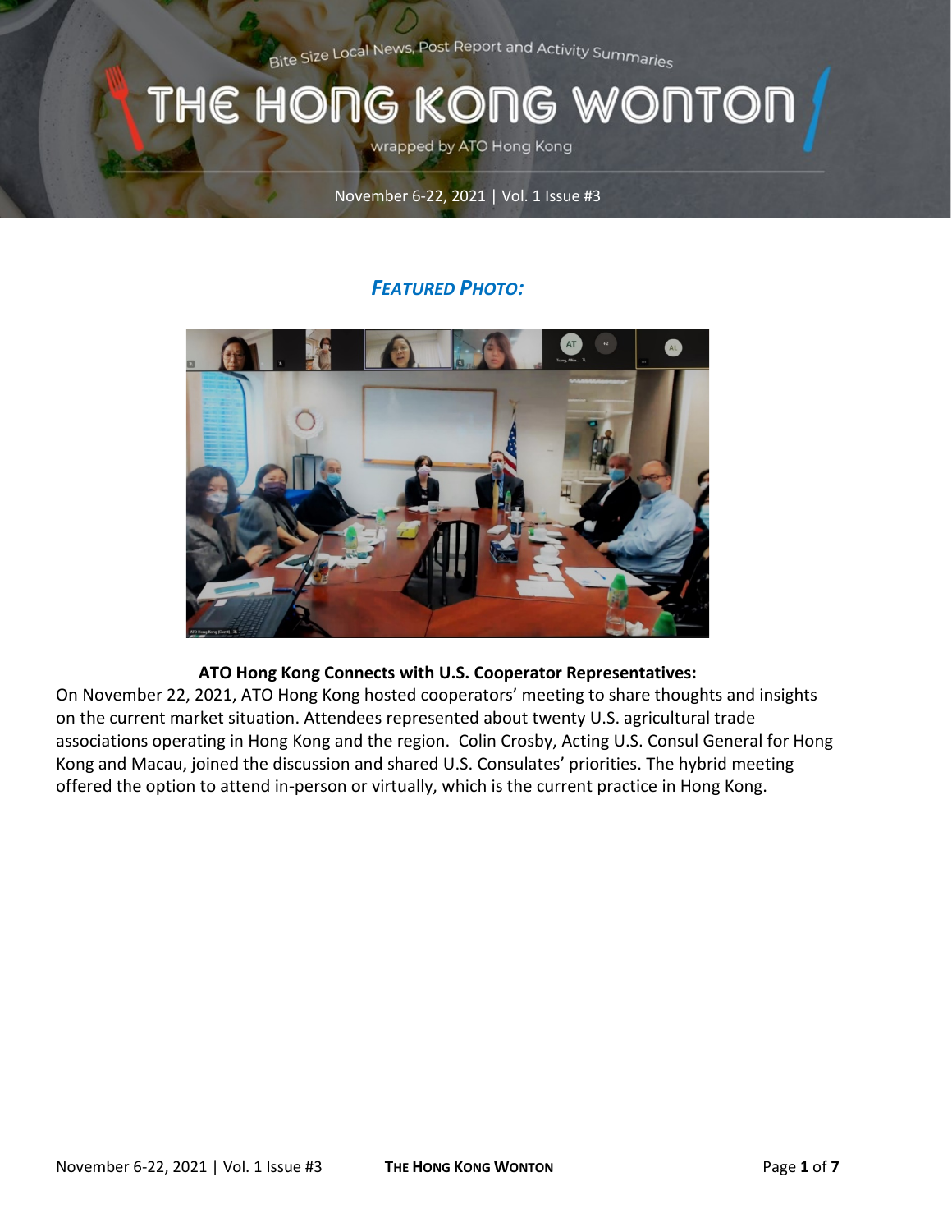Bite Size Local News, Post Report and Activity Summaries

# THE HONG KONG WONTON

wrapped by ATO Hong Kong

November 6-22, 2021 | Vol. 1 Issue #3

## *FEATURED PHOTO:*

**ATO Hong Kong Connects with U.S. Cooperator Representatives:**

On November 22, 2021, ATO Hong Kong hosted cooperators' meeting to share thoughts and insights on the current market situation. Attendees represented about twenty U.S. agricultural trade associations operating in Hong Kong and the region. Colin Crosby, Acting U.S. Consul General for Hong Kong and Macau, joined the discussion and shared U.S. Consulates' priorities. The hybrid meeting offered the option to attend in-person or virtually, which is the current practice in Hong Kong.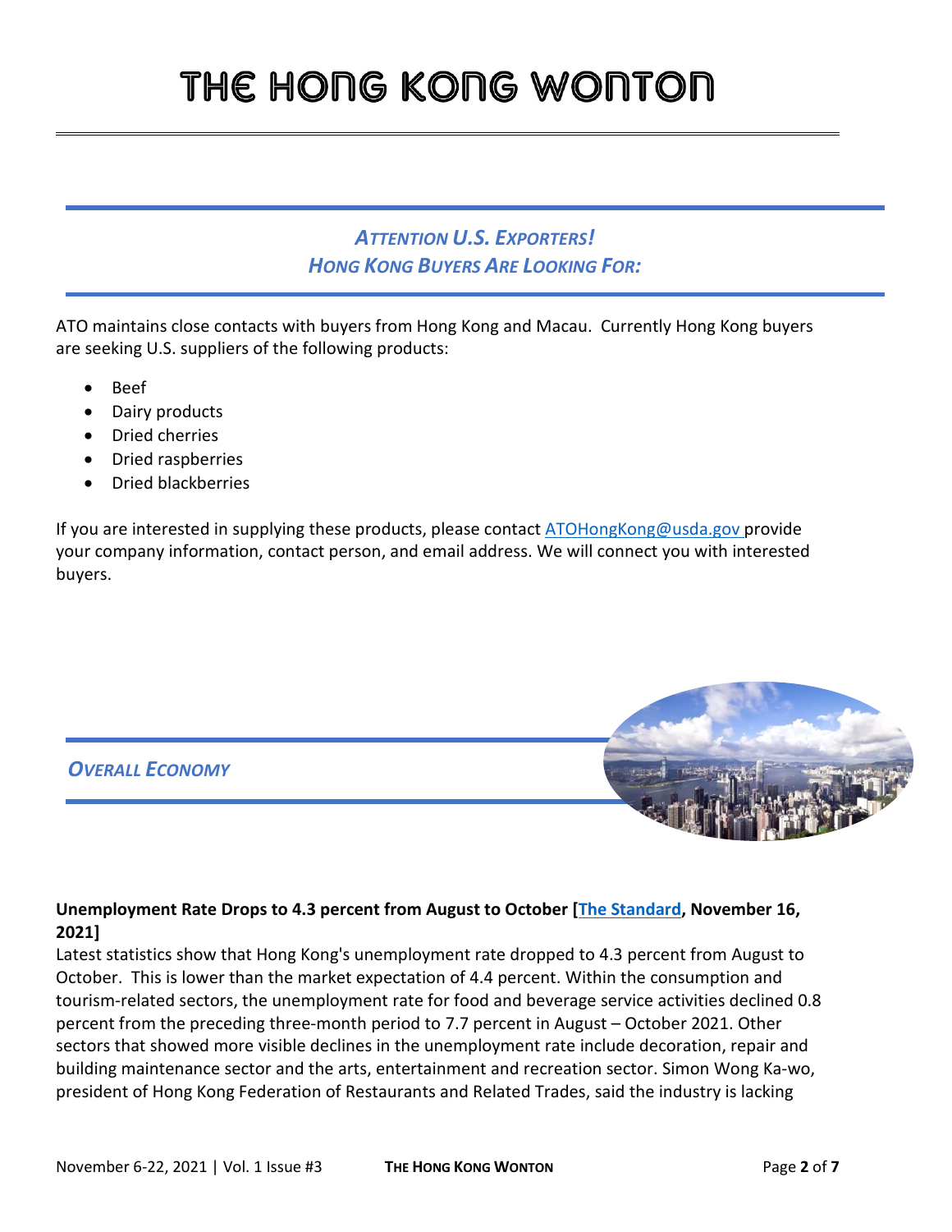# THE HONG KONG WONTON

## *ATTENTION U.S. EXPORTERS!*
## *HONG KONG BUYERS ARE LOOKING FOR:*

ATO maintains close contacts with buyers from Hong Kong and Macau. Currently Hong Kong buyers are seeking U.S. suppliers of the following products:

- Beef
- Dairy products
- Dried cherries
- Dried raspberries
- Dried blackberries

If you are interested in supplying these products, please contact ATOHongKong@usda.gov provide your company information, contact person, and email address. We will connect you with interested buyers.

## *OVERALL ECONOMY*

**Unemployment Rate Drops to 4.3 percent from August to October [The Standard, November 16, 2021]**

Latest statistics show that Hong Kong's unemployment rate dropped to 4.3 percent from August to October. This is lower than the market expectation of 4.4 percent. Within the consumption and tourism-related sectors, the unemployment rate for food and beverage service activities declined 0.8 percent from the preceding three-month period to 7.7 percent in August – October 2021. Other sectors that showed more visible declines in the unemployment rate include decoration, repair and building maintenance sector and the arts, entertainment and recreation sector. Simon Wong Ka-wo, president of Hong Kong Federation of Restaurants and Related Trades, said the industry is lacking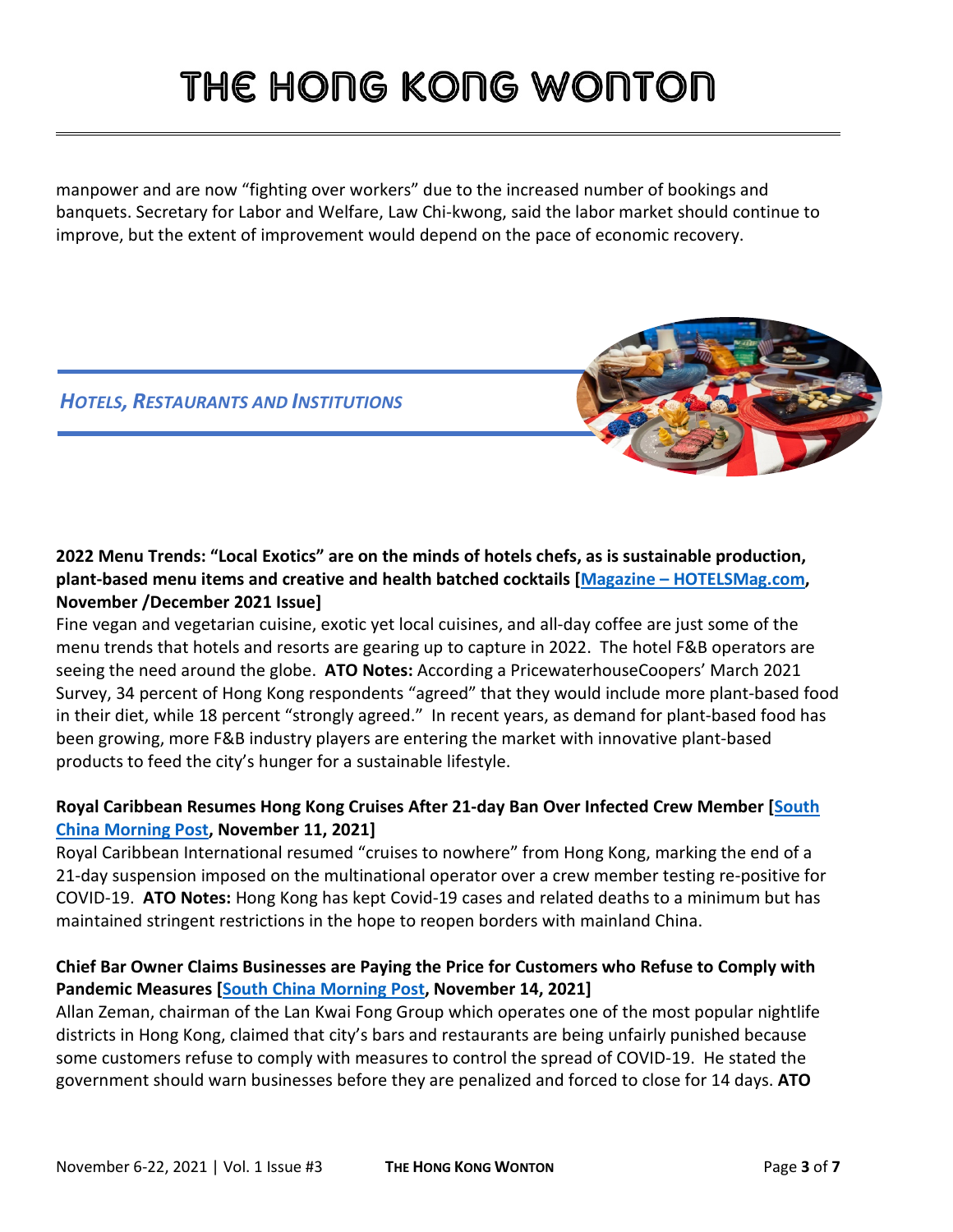manpower and are now “fighting over workers” due to the increased number of bookings and banquets. Secretary for Labor and Welfare, Law Chi-kwong, said the labor market should continue to improve, but the extent of improvement would depend on the pace of economic recovery.

## *HOTELS, RESTAURANTS AND INSTITUTIONS*

**2022 Menu Trends: “Local Exotics” are on the minds of hotels chefs, as is sustainable production, plant-based menu items and creative and health batched cocktails [Magazine – HOTELSMag.com, November /December 2021 Issue]**

Fine vegan and vegetarian cuisine, exotic yet local cuisines, and all-day coffee are just some of the menu trends that hotels and resorts are gearing up to capture in 2022. The hotel F&B operators are seeing the need around the globe. **ATO Notes:** According a PricewaterhouseCoopers’ March 2021 Survey, 34 percent of Hong Kong respondents “agreed” that they would include more plant-based food in their diet, while 18 percent “strongly agreed.” In recent years, as demand for plant-based food has been growing, more F&B industry players are entering the market with innovative plant-based products to feed the city’s hunger for a sustainable lifestyle.

**Royal Caribbean Resumes Hong Kong Cruises After 21-day Ban Over Infected Crew Member [South China Morning Post, November 11, 2021]**

Royal Caribbean International resumed “cruises to nowhere” from Hong Kong, marking the end of a 21-day suspension imposed on the multinational operator over a crew member testing re-positive for COVID-19. **ATO Notes:** Hong Kong has kept Covid-19 cases and related deaths to a minimum but has maintained stringent restrictions in the hope to reopen borders with mainland China.

**Chief Bar Owner Claims Businesses are Paying the Price for Customers who Refuse to Comply with Pandemic Measures [South China Morning Post, November 14, 2021]**

Allan Zeman, chairman of the Lan Kwai Fong Group which operates one of the most popular nightlife districts in Hong Kong, claimed that city’s bars and restaurants are being unfairly punished because some customers refuse to comply with measures to control the spread of COVID-19. He stated the government should warn businesses before they are penalized and forced to close for 14 days. **ATO**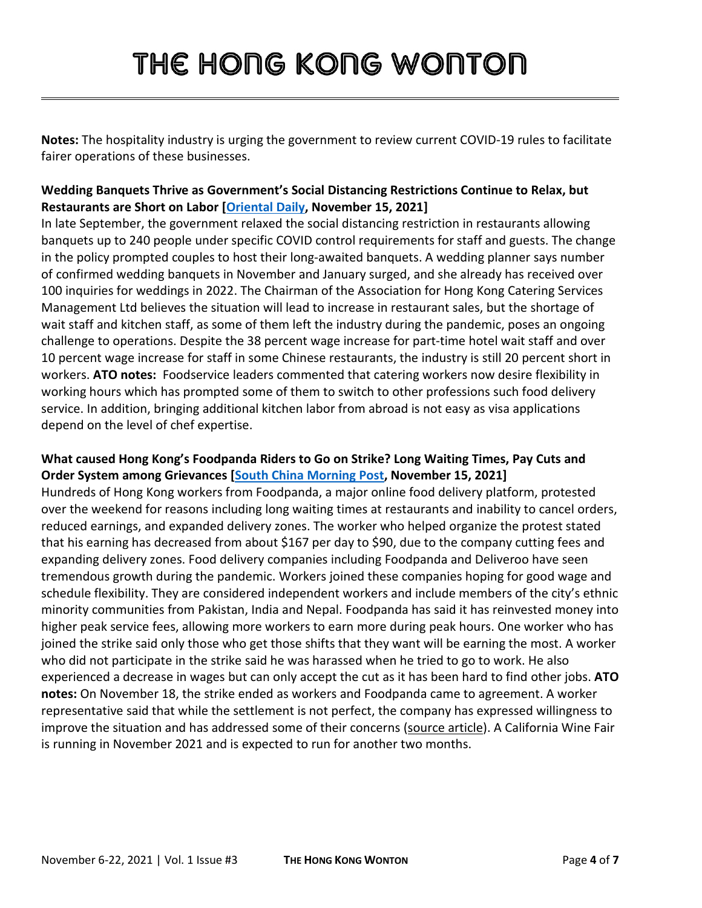**Notes:** The hospitality industry is urging the government to review current COVID-19 rules to facilitate fairer operations of these businesses.

**Wedding Banquets Thrive as Government's Social Distancing Restrictions Continue to Relax, but Restaurants are Short on Labor [Oriental Daily, November 15, 2021]**

In late September, the government relaxed the social distancing restriction in restaurants allowing banquets up to 240 people under specific COVID control requirements for staff and guests. The change in the policy prompted couples to host their long-awaited banquets. A wedding planner says number of confirmed wedding banquets in November and January surged, and she already has received over 100 inquiries for weddings in 2022. The Chairman of the Association for Hong Kong Catering Services Management Ltd believes the situation will lead to increase in restaurant sales, but the shortage of wait staff and kitchen staff, as some of them left the industry during the pandemic, poses an ongoing challenge to operations. Despite the 38 percent wage increase for part-time hotel wait staff and over 10 percent wage increase for staff in some Chinese restaurants, the industry is still 20 percent short in workers. **ATO notes:** Foodservice leaders commented that catering workers now desire flexibility in working hours which has prompted some of them to switch to other professions such food delivery service. In addition, bringing additional kitchen labor from abroad is not easy as visa applications depend on the level of chef expertise.

**What caused Hong Kong's Foodpanda Riders to Go on Strike? Long Waiting Times, Pay Cuts and Order System among Grievances [South China Morning Post, November 15, 2021]**

Hundreds of Hong Kong workers from Foodpanda, a major online food delivery platform, protested over the weekend for reasons including long waiting times at restaurants and inability to cancel orders, reduced earnings, and expanded delivery zones. The worker who helped organize the protest stated that his earning has decreased from about $167 per day to $90, due to the company cutting fees and expanding delivery zones. Food delivery companies including Foodpanda and Deliveroo have seen tremendous growth during the pandemic. Workers joined these companies hoping for good wage and schedule flexibility. They are considered independent workers and include members of the city's ethnic minority communities from Pakistan, India and Nepal. Foodpanda has said it has reinvested money into higher peak service fees, allowing more workers to earn more during peak hours. One worker who has joined the strike said only those who get those shifts that they want will be earning the most. A worker who did not participate in the strike said he was harassed when he tried to go to work. He also experienced a decrease in wages but can only accept the cut as it has been hard to find other jobs. **ATO notes:** On November 18, the strike ended as workers and Foodpanda came to agreement. A worker representative said that while the settlement is not perfect, the company has expressed willingness to improve the situation and has addressed some of their concerns (source article). A California Wine Fair is running in November 2021 and is expected to run for another two months.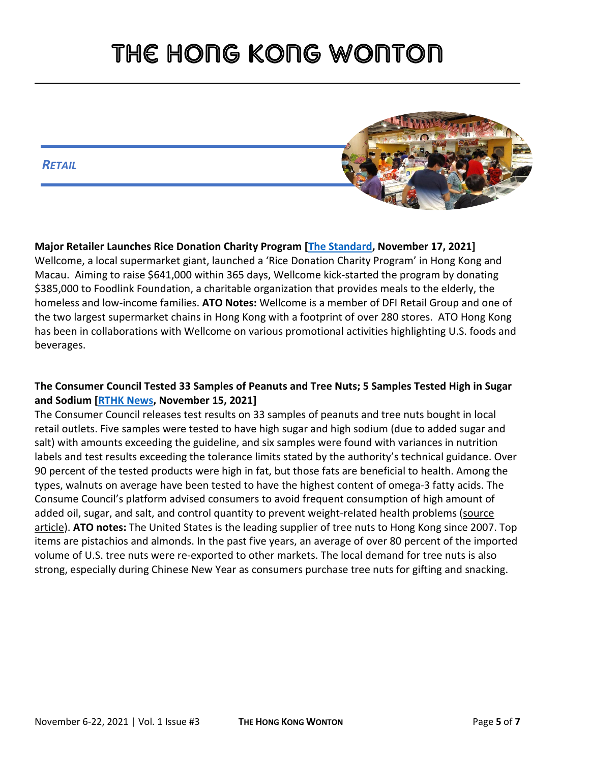## *RETAIL*

**Major Retailer Launches Rice Donation Charity Program [The Standard, November 17, 2021]**
Wellcome, a local supermarket giant, launched a 'Rice Donation Charity Program' in Hong Kong and Macau. Aiming to raise $641,000 within 365 days, Wellcome kick-started the program by donating $385,000 to Foodlink Foundation, a charitable organization that provides meals to the elderly, the homeless and low-income families. **ATO Notes:** Wellcome is a member of DFI Retail Group and one of the two largest supermarket chains in Hong Kong with a footprint of over 280 stores. ATO Hong Kong has been in collaborations with Wellcome on various promotional activities highlighting U.S. foods and beverages.

**The Consumer Council Tested 33 Samples of Peanuts and Tree Nuts; 5 Samples Tested High in Sugar and Sodium [RTHK News, November 15, 2021]**
The Consumer Council releases test results on 33 samples of peanuts and tree nuts bought in local retail outlets. Five samples were tested to have high sugar and high sodium (due to added sugar and salt) with amounts exceeding the guideline, and six samples were found with variances in nutrition labels and test results exceeding the tolerance limits stated by the authority's technical guidance. Over 90 percent of the tested products were high in fat, but those fats are beneficial to health. Among the types, walnuts on average have been tested to have the highest content of omega-3 fatty acids. The Consume Council's platform advised consumers to avoid frequent consumption of high amount of added oil, sugar, and salt, and control quantity to prevent weight-related health problems (source article). **ATO notes:** The United States is the leading supplier of tree nuts to Hong Kong since 2007. Top items are pistachios and almonds. In the past five years, an average of over 80 percent of the imported volume of U.S. tree nuts were re-exported to other markets. The local demand for tree nuts is also strong, especially during Chinese New Year as consumers purchase tree nuts for gifting and snacking.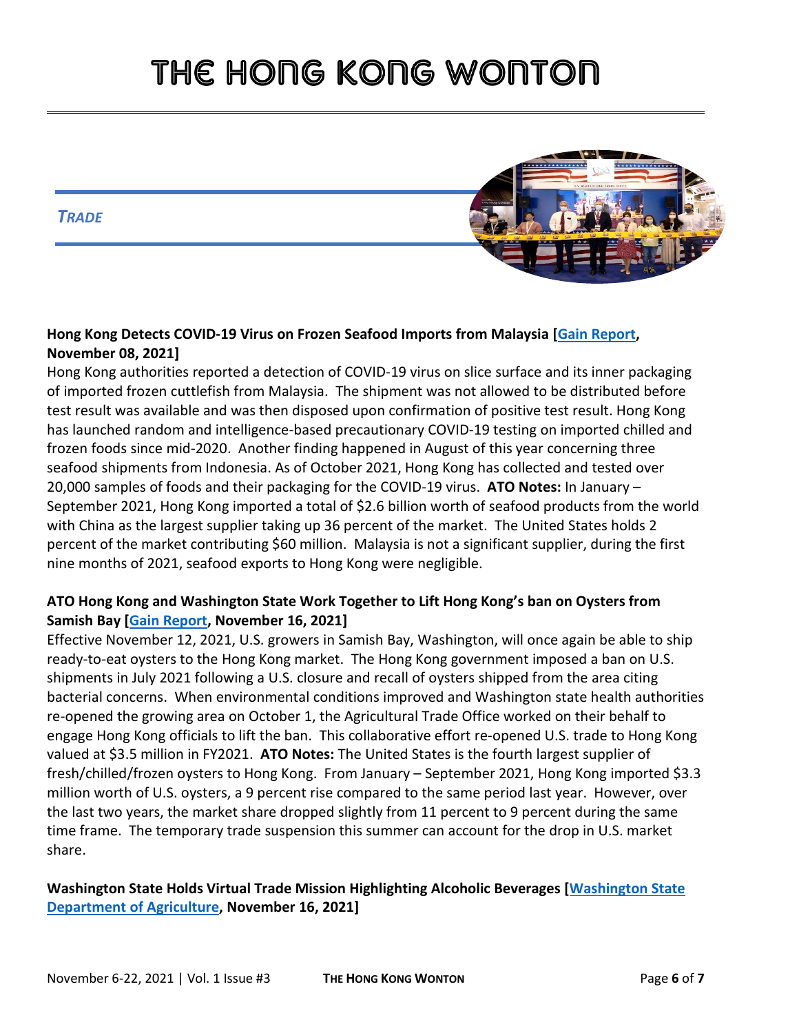# THE HONG KONG WONTON

*TRADE*

**Hong Kong Detects COVID-19 Virus on Frozen Seafood Imports from Malaysia [Gain Report, November 08, 2021]**

Hong Kong authorities reported a detection of COVID-19 virus on slice surface and its inner packaging of imported frozen cuttlefish from Malaysia. The shipment was not allowed to be distributed before test result was available and was then disposed upon confirmation of positive test result. Hong Kong has launched random and intelligence-based precautionary COVID-19 testing on imported chilled and frozen foods since mid-2020. Another finding happened in August of this year concerning three seafood shipments from Indonesia. As of October 2021, Hong Kong has collected and tested over 20,000 samples of foods and their packaging for the COVID-19 virus. **ATO Notes:** In January – September 2021, Hong Kong imported a total of $2.6 billion worth of seafood products from the world with China as the largest supplier taking up 36 percent of the market. The United States holds 2 percent of the market contributing $60 million. Malaysia is not a significant supplier, during the first nine months of 2021, seafood exports to Hong Kong were negligible.

**ATO Hong Kong and Washington State Work Together to Lift Hong Kong's ban on Oysters from Samish Bay [Gain Report, November 16, 2021]**

Effective November 12, 2021, U.S. growers in Samish Bay, Washington, will once again be able to ship ready-to-eat oysters to the Hong Kong market. The Hong Kong government imposed a ban on U.S. shipments in July 2021 following a U.S. closure and recall of oysters shipped from the area citing bacterial concerns. When environmental conditions improved and Washington state health authorities re-opened the growing area on October 1, the Agricultural Trade Office worked on their behalf to engage Hong Kong officials to lift the ban. This collaborative effort re-opened U.S. trade to Hong Kong valued at $3.5 million in FY2021. **ATO Notes:** The United States is the fourth largest supplier of fresh/chilled/frozen oysters to Hong Kong. From January – September 2021, Hong Kong imported $3.3 million worth of U.S. oysters, a 9 percent rise compared to the same period last year. However, over the last two years, the market share dropped slightly from 11 percent to 9 percent during the same time frame. The temporary trade suspension this summer can account for the drop in U.S. market share.

**Washington State Holds Virtual Trade Mission Highlighting Alcoholic Beverages [Washington State Department of Agriculture, November 16, 2021]**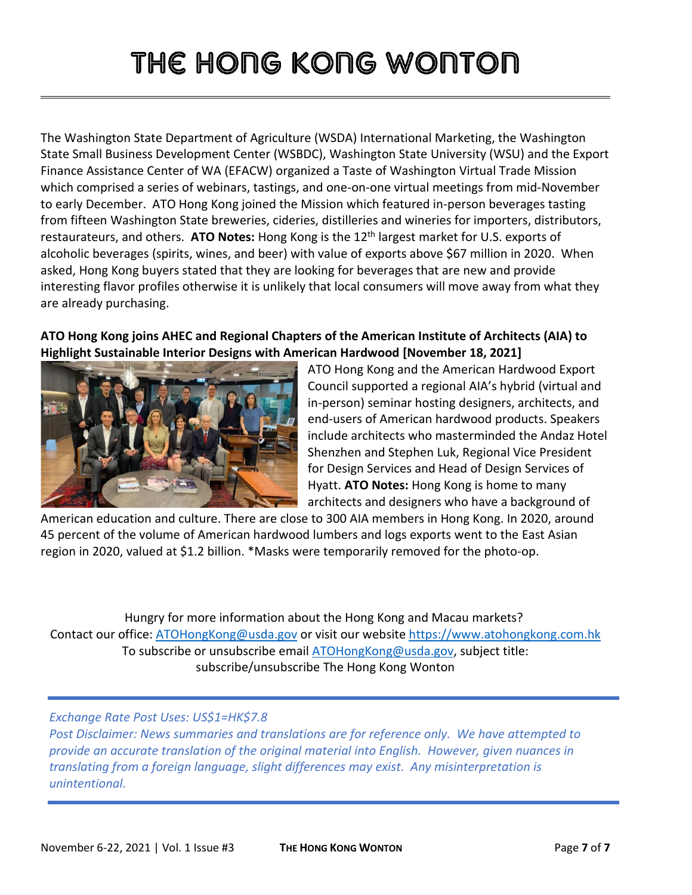# THE HONG KONG WONTON

The Washington State Department of Agriculture (WSDA) International Marketing, the Washington State Small Business Development Center (WSBDC), Washington State University (WSU) and the Export Finance Assistance Center of WA (EFACW) organized a Taste of Washington Virtual Trade Mission which comprised a series of webinars, tastings, and one-on-one virtual meetings from mid-November to early December. ATO Hong Kong joined the Mission which featured in-person beverages tasting from fifteen Washington State breweries, cideries, distilleries and wineries for importers, distributors, restaurateurs, and others. **ATO Notes:** Hong Kong is the 12th largest market for U.S. exports of alcoholic beverages (spirits, wines, and beer) with value of exports above $67 million in 2020. When asked, Hong Kong buyers stated that they are looking for beverages that are new and provide interesting flavor profiles otherwise it is unlikely that local consumers will move away from what they are already purchasing.

**ATO Hong Kong joins AHEC and Regional Chapters of the American Institute of Architects (AIA) to Highlight Sustainable Interior Designs with American Hardwood [November 18, 2021]**

ATO Hong Kong and the American Hardwood Export Council supported a regional AIA's hybrid (virtual and in-person) seminar hosting designers, architects, and end-users of American hardwood products. Speakers include architects who masterminded the Andaz Hotel Shenzhen and Stephen Luk, Regional Vice President for Design Services and Head of Design Services of Hyatt. **ATO Notes:** Hong Kong is home to many architects and designers who have a background of American education and culture. There are close to 300 AIA members in Hong Kong. In 2020, around 45 percent of the volume of American hardwood lumbers and logs exports went to the East Asian region in 2020, valued at $1.2 billion. *Masks were temporarily removed for the photo-op.

Hungry for more information about the Hong Kong and Macau markets?
Contact our office: ATOHongKong@usda.gov or visit our website https://www.atohongkong.com.hk
To subscribe or unsubscribe email ATOHongKong@usda.gov, subject title: subscribe/unsubscribe The Hong Kong Wonton

*Exchange Rate Post Uses: US$1=HK$7.8*
*Post Disclaimer: News summaries and translations are for reference only. We have attempted to provide an accurate translation of the original material into English. However, given nuances in translating from a foreign language, slight differences may exist. Any misinterpretation is unintentional.*